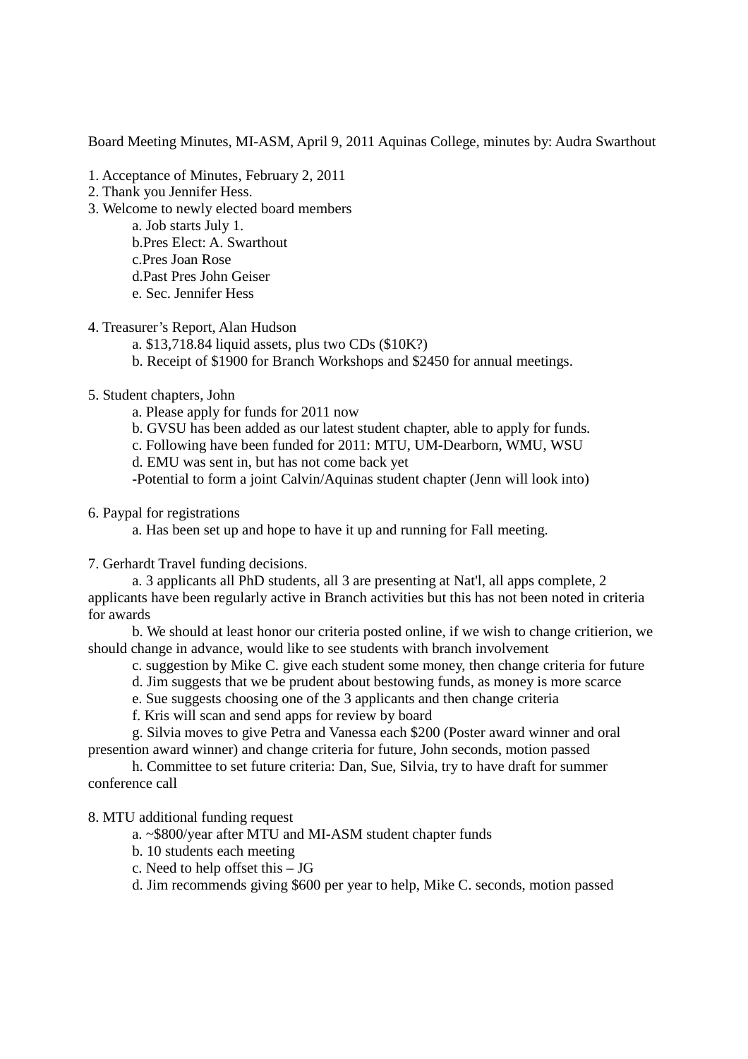Board Meeting Minutes, MI-ASM, April 9, 2011 Aquinas College, minutes by: Audra Swarthout

1. Acceptance of Minutes, February 2, 2011
2. Thank you Jennifer Hess.
3. Welcome to newly elected board members
    - a. Job starts July 1.
    - b.Pres Elect: A. Swarthout
    - c.Pres Joan Rose
    - d.Past Pres John Geiser
    - e. Sec. Jennifer Hess

4. Treasurer's Report, Alan Hudson
    - a. $13,718.84 liquid assets, plus two CDs ($10K?)
    - b. Receipt of $1900 for Branch Workshops and $2450 for annual meetings.

5. Student chapters, John
    - a. Please apply for funds for 2011 now
    - b. GVSU has been added as our latest student chapter, able to apply for funds.
    - c. Following have been funded for 2011: MTU, UM-Dearborn, WMU, WSU
    - d. EMU was sent in, but has not come back yet
    - -Potential to form a joint Calvin/Aquinas student chapter (Jenn will look into)

6. Paypal for registrations
    - a. Has been set up and hope to have it up and running for Fall meeting.

7. Gerhardt Travel funding decisions.
    - a. 3 applicants all PhD students, all 3 are presenting at Nat'l, all apps complete, 2 applicants have been regularly active in Branch activities but this has not been noted in criteria for awards
    - b. We should at least honor our criteria posted online, if we wish to change critierion, we should change in advance, would like to see students with branch involvement
    - c. suggestion by Mike C. give each student some money, then change criteria for future
    - d. Jim suggests that we be prudent about bestowing funds, as money is more scarce
    - e. Sue suggests choosing one of the 3 applicants and then change criteria
    - f. Kris will scan and send apps for review by board
    - g. Silvia moves to give Petra and Vanessa each $200 (Poster award winner and oral presention award winner) and change criteria for future, John seconds, motion passed
    - h. Committee to set future criteria: Dan, Sue, Silvia, try to have draft for summer conference call

8. MTU additional funding request
    - a. ~$800/year after MTU and MI-ASM student chapter funds
    - b. 10 students each meeting
    - c. Need to help offset this – JG
    - d. Jim recommends giving $600 per year to help, Mike C. seconds, motion passed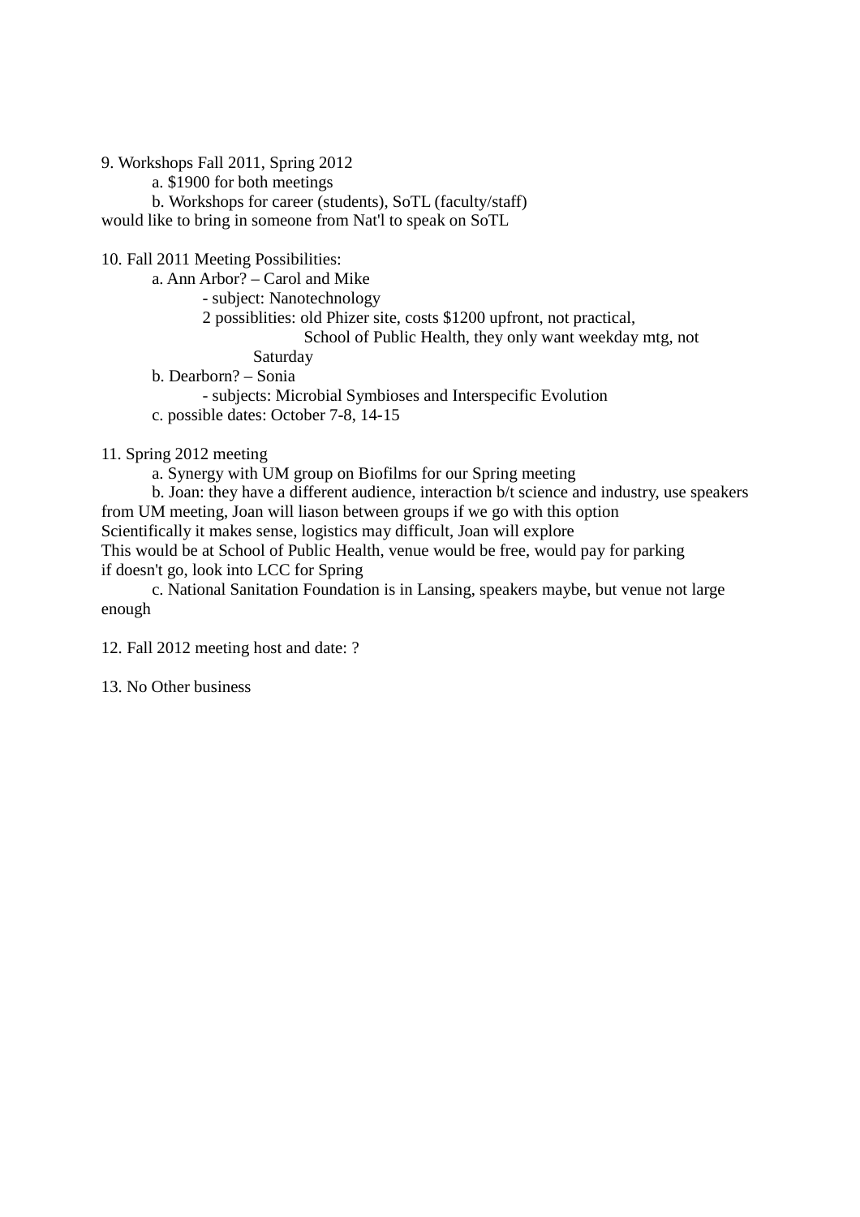9. Workshops Fall 2011, Spring 2012
   a. $1900 for both meetings
   b. Workshops for career (students), SoTL (faculty/staff)

would like to bring in someone from Nat'l to speak on SoTL

10. Fall 2011 Meeting Possibilities:
   a. Ann Arbor? – Carol and Mike
      - subject: Nanotechnology
      2 possiblities: old Phizer site, costs $1200 upfront, not practical,
      School of Public Health, they only want weekday mtg, not Saturday
   b. Dearborn? – Sonia
      - subjects: Microbial Symbioses and Interspecific Evolution
   c. possible dates: October 7-8, 14-15

11. Spring 2012 meeting
   a. Synergy with UM group on Biofilms for our Spring meeting
   b. Joan: they have a different audience, interaction b/t science and industry, use speakers from UM meeting, Joan will liason between groups if we go with this option

Scientifically it makes sense, logistics may difficult, Joan will explore

This would be at School of Public Health, venue would be free, would pay for parking

if doesn't go, look into LCC for Spring

   c. National Sanitation Foundation is in Lansing, speakers maybe, but venue not large enough

12. Fall 2012 meeting host and date: ?

13. No Other business